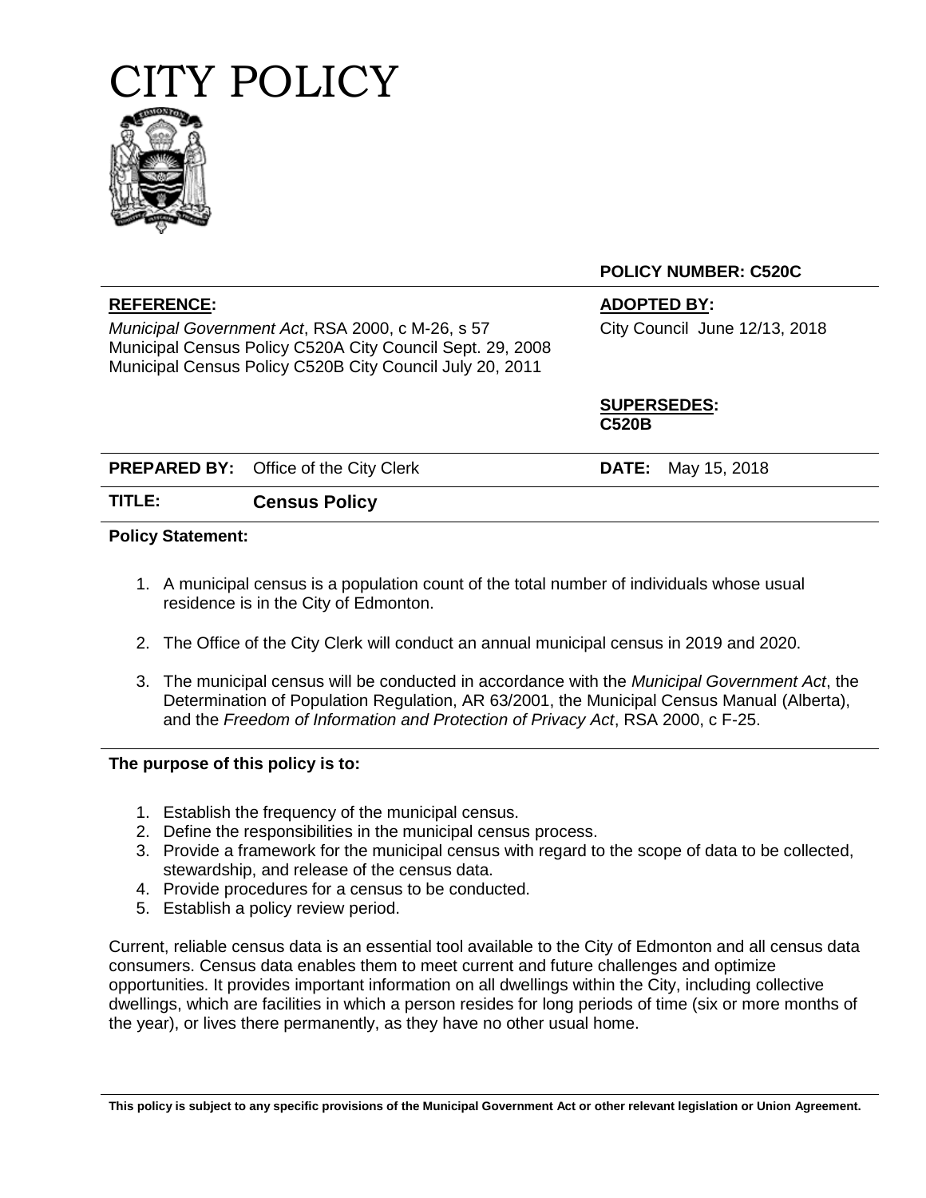# CITY POLICY

**POLICY NUMBER: C520C**

**REFERENCE:**

*Municipal Government Act*, RSA 2000, c M-26, s 57
Municipal Census Policy C520A City Council Sept. 29, 2008
Municipal Census Policy C520B City Council July 20, 2011

**ADOPTED BY:**

City Council June 12/13, 2018

**SUPERSEDES:**
**C520B**

**PREPARED BY:** Office of the City Clerk

**DATE:** May 15, 2018

**TITLE:** **Census Policy**

**Policy Statement:**

1. A municipal census is a population count of the total number of individuals whose usual residence is in the City of Edmonton.
2. The Office of the City Clerk will conduct an annual municipal census in 2019 and 2020.
3. The municipal census will be conducted in accordance with the *Municipal Government Act*, the Determination of Population Regulation, AR 63/2001, the Municipal Census Manual (Alberta), and the *Freedom of Information and Protection of Privacy Act*, RSA 2000, c F-25.

**The purpose of this policy is to:**

1. Establish the frequency of the municipal census.
2. Define the responsibilities in the municipal census process.
3. Provide a framework for the municipal census with regard to the scope of data to be collected, stewardship, and release of the census data.
4. Provide procedures for a census to be conducted.
5. Establish a policy review period.

Current, reliable census data is an essential tool available to the City of Edmonton and all census data consumers. Census data enables them to meet current and future challenges and optimize opportunities. It provides important information on all dwellings within the City, including collective dwellings, which are facilities in which a person resides for long periods of time (six or more months of the year), or lives there permanently, as they have no other usual home.

**This policy is subject to any specific provisions of the Municipal Government Act or other relevant legislation or Union Agreement.**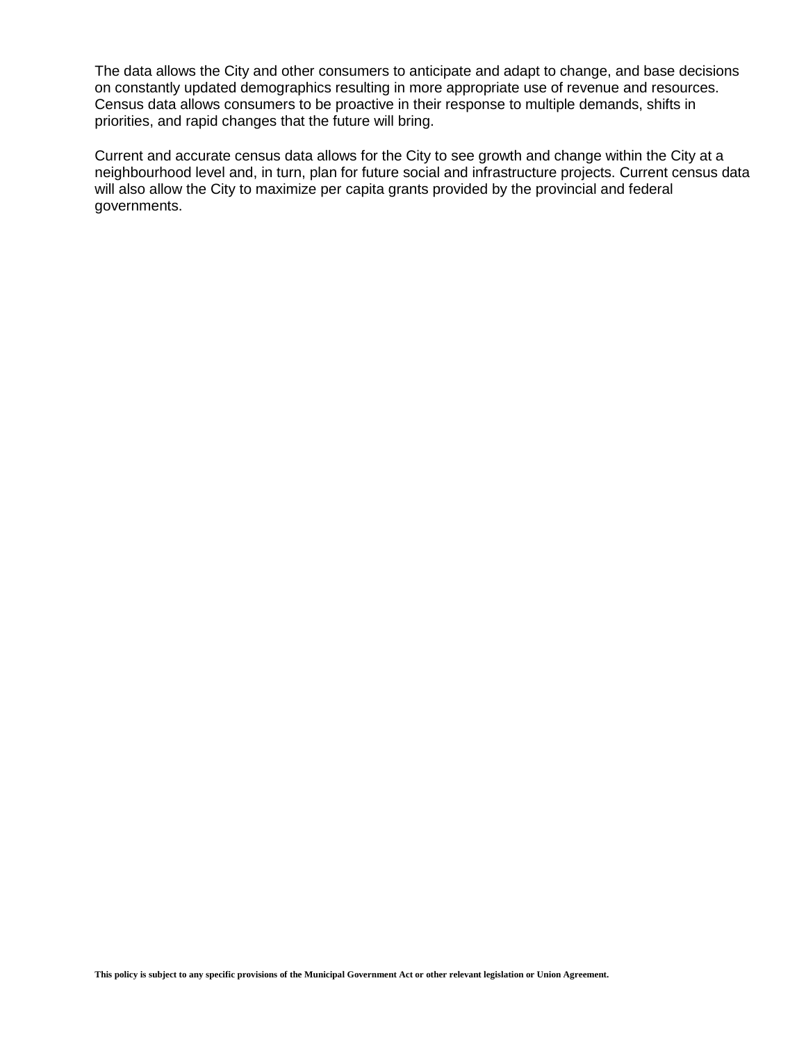The data allows the City and other consumers to anticipate and adapt to change, and base decisions on constantly updated demographics resulting in more appropriate use of revenue and resources. Census data allows consumers to be proactive in their response to multiple demands, shifts in priorities, and rapid changes that the future will bring.

Current and accurate census data allows for the City to see growth and change within the City at a neighbourhood level and, in turn, plan for future social and infrastructure projects. Current census data will also allow the City to maximize per capita grants provided by the provincial and federal governments.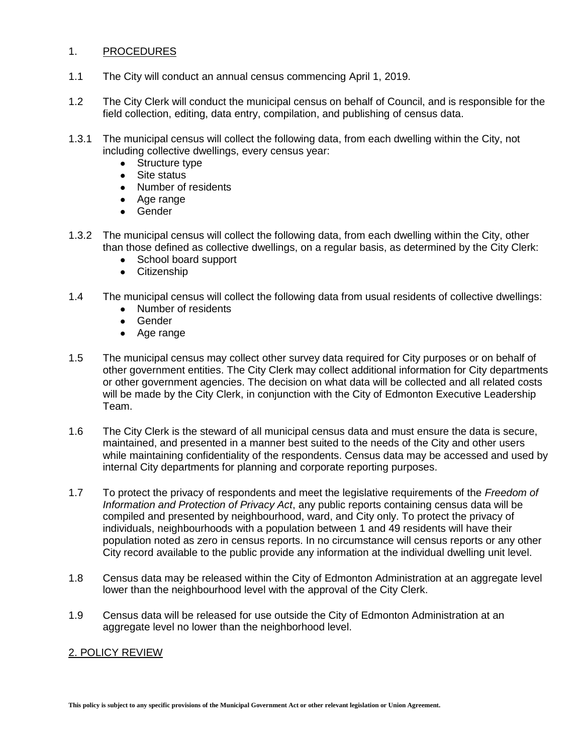## 1. PROCEDURES

1.1 The City will conduct an annual census commencing April 1, 2019.

1.2 The City Clerk will conduct the municipal census on behalf of Council, and is responsible for the field collection, editing, data entry, compilation, and publishing of census data.

1.3.1 The municipal census will collect the following data, from each dwelling within the City, not including collective dwellings, every census year:

- Structure type
- Site status
- Number of residents
- Age range
- Gender

1.3.2 The municipal census will collect the following data, from each dwelling within the City, other than those defined as collective dwellings, on a regular basis, as determined by the City Clerk:

- School board support
- Citizenship

1.4 The municipal census will collect the following data from usual residents of collective dwellings:

- Number of residents
- Gender
- Age range

1.5 The municipal census may collect other survey data required for City purposes or on behalf of other government entities. The City Clerk may collect additional information for City departments or other government agencies. The decision on what data will be collected and all related costs will be made by the City Clerk, in conjunction with the City of Edmonton Executive Leadership Team.

1.6 The City Clerk is the steward of all municipal census data and must ensure the data is secure, maintained, and presented in a manner best suited to the needs of the City and other users while maintaining confidentiality of the respondents. Census data may be accessed and used by internal City departments for planning and corporate reporting purposes.

1.7 To protect the privacy of respondents and meet the legislative requirements of the *Freedom of Information and Protection of Privacy Act*, any public reports containing census data will be compiled and presented by neighbourhood, ward, and City only. To protect the privacy of individuals, neighbourhoods with a population between 1 and 49 residents will have their population noted as zero in census reports. In no circumstance will census reports or any other City record available to the public provide any information at the individual dwelling unit level.

1.8 Census data may be released within the City of Edmonton Administration at an aggregate level lower than the neighbourhood level with the approval of the City Clerk.

1.9 Census data will be released for use outside the City of Edmonton Administration at an aggregate level no lower than the neighborhood level.

## 2. POLICY REVIEW

**This policy is subject to any specific provisions of the Municipal Government Act or other relevant legislation or Union Agreement.**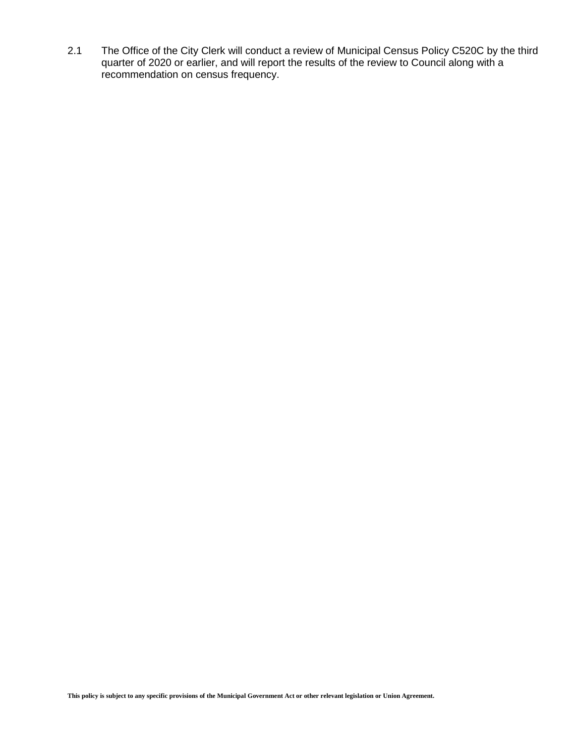2.1 The Office of the City Clerk will conduct a review of Municipal Census Policy C520C by the third quarter of 2020 or earlier, and will report the results of the review to Council along with a recommendation on census frequency.

**This policy is subject to any specific provisions of the Municipal Government Act or other relevant legislation or Union Agreement.**